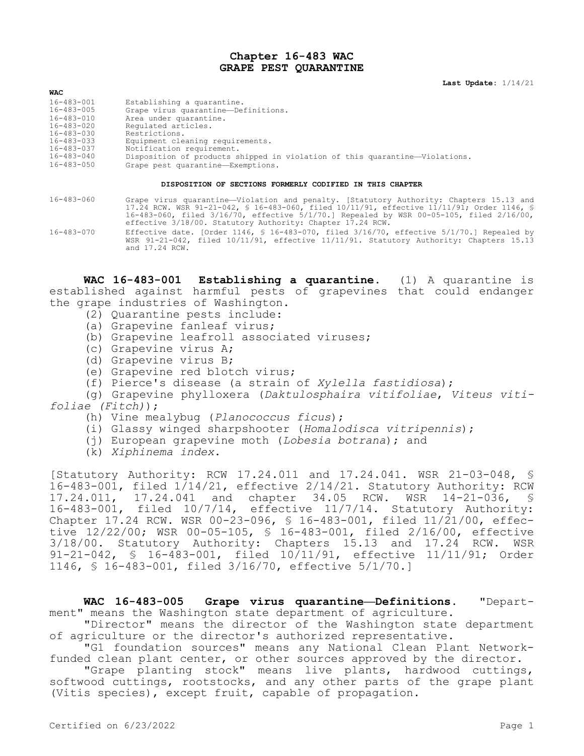# Chapter 16-483 WAC
# GRAPE PEST QUARANTINE

**Last Update:** 1/14/21

| WAC | |
|---|---|
| 16-483-001 | Establishing a quarantine. |
| 16-483-005 | Grape virus quarantine—Definitions. |
| 16-483-010 | Area under quarantine. |
| 16-483-020 | Regulated articles. |
| 16-483-030 | Restrictions. |
| 16-483-033 | Equipment cleaning requirements. |
| 16-483-037 | Notification requirement. |
| 16-483-040 | Disposition of products shipped in violation of this quarantine—Violations. |
| 16-483-050 | Grape pest quarantine—Exemptions. |

**DISPOSITION OF SECTIONS FORMERLY CODIFIED IN THIS CHAPTER**

| | |
|---|---|
| 16-483-060 | Grape virus quarantine—Violation and penalty. [Statutory Authority: Chapters 15.13 and 17.24 RCW. WSR 91-21-042, § 16-483-060, filed 10/11/91, effective 11/11/91; Order 1146, § 16-483-060, filed 3/16/70, effective 5/1/70.] Repealed by WSR 00-05-105, filed 2/16/00, effective 3/18/00. Statutory Authority: Chapter 17.24 RCW. |
| 16-483-070 | Effective date. [Order 1146, § 16-483-070, filed 3/16/70, effective 5/1/70.] Repealed by WSR 91-21-042, filed 10/11/91, effective 11/11/91. Statutory Authority: Chapters 15.13 and 17.24 RCW. |

**WAC 16-483-001 Establishing a quarantine.** (1) A quarantine is established against harmful pests of grapevines that could endanger the grape industries of Washington.

(2) Quarantine pests include:

(a) Grapevine fanleaf virus;

(b) Grapevine leafroll associated viruses;

(c) Grapevine virus A;

(d) Grapevine virus B;

(e) Grapevine red blotch virus;

(f) Pierce's disease (a strain of *Xylella fastidiosa*);

(g) Grapevine phylloxera (*Daktulosphaira vitifoliae*, *Viteus vitifoliae (Fitch)*);

(h) Vine mealybug (*Planococcus ficus*);

(i) Glassy winged sharpshooter (*Homalodisca vitripennis*);

(j) European grapevine moth (*Lobesia botrana*); and

(k) *Xiphinema index*.

[Statutory Authority: RCW 17.24.011 and 17.24.041. WSR 21-03-048, § 16-483-001, filed 1/14/21, effective 2/14/21. Statutory Authority: RCW 17.24.011, 17.24.041 and chapter 34.05 RCW. WSR 14-21-036, § 16-483-001, filed 10/7/14, effective 11/7/14. Statutory Authority: Chapter 17.24 RCW. WSR 00-23-096, § 16-483-001, filed 11/21/00, effective 12/22/00; WSR 00-05-105, § 16-483-001, filed 2/16/00, effective 3/18/00. Statutory Authority: Chapters 15.13 and 17.24 RCW. WSR 91-21-042, § 16-483-001, filed 10/11/91, effective 11/11/91; Order 1146, § 16-483-001, filed 3/16/70, effective 5/1/70.]

**WAC 16-483-005 Grape virus quarantine—Definitions.** "Department" means the Washington state department of agriculture.

"Director" means the director of the Washington state department of agriculture or the director's authorized representative.

"G1 foundation sources" means any National Clean Plant Network-funded clean plant center, or other sources approved by the director.

"Grape planting stock" means live plants, hardwood cuttings, softwood cuttings, rootstocks, and any other parts of the grape plant (Vitis species), except fruit, capable of propagation.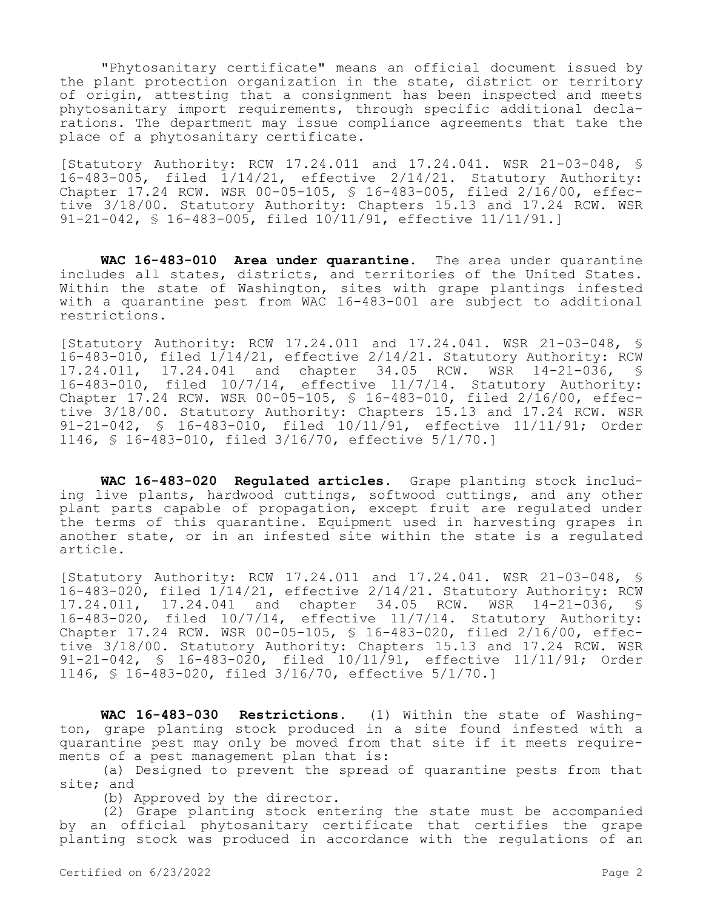"Phytosanitary certificate" means an official document issued by the plant protection organization in the state, district or territory of origin, attesting that a consignment has been inspected and meets phytosanitary import requirements, through specific additional declarations. The department may issue compliance agreements that take the place of a phytosanitary certificate.

[Statutory Authority: RCW 17.24.011 and 17.24.041. WSR 21-03-048, § 16-483-005, filed 1/14/21, effective 2/14/21. Statutory Authority: Chapter 17.24 RCW. WSR 00-05-105, § 16-483-005, filed 2/16/00, effective 3/18/00. Statutory Authority: Chapters 15.13 and 17.24 RCW. WSR 91-21-042, § 16-483-005, filed 10/11/91, effective 11/11/91.]

**WAC 16-483-010 Area under quarantine.** The area under quarantine includes all states, districts, and territories of the United States. Within the state of Washington, sites with grape plantings infested with a quarantine pest from WAC 16-483-001 are subject to additional restrictions.

[Statutory Authority: RCW 17.24.011 and 17.24.041. WSR 21-03-048, § 16-483-010, filed 1/14/21, effective 2/14/21. Statutory Authority: RCW 17.24.011, 17.24.041 and chapter 34.05 RCW. WSR 14-21-036, § 16-483-010, filed 10/7/14, effective 11/7/14. Statutory Authority: Chapter 17.24 RCW. WSR 00-05-105, § 16-483-010, filed 2/16/00, effective 3/18/00. Statutory Authority: Chapters 15.13 and 17.24 RCW. WSR 91-21-042, § 16-483-010, filed 10/11/91, effective 11/11/91; Order 1146, § 16-483-010, filed 3/16/70, effective 5/1/70.]

**WAC 16-483-020 Regulated articles.** Grape planting stock including live plants, hardwood cuttings, softwood cuttings, and any other plant parts capable of propagation, except fruit are regulated under the terms of this quarantine. Equipment used in harvesting grapes in another state, or in an infested site within the state is a regulated article.

[Statutory Authority: RCW 17.24.011 and 17.24.041. WSR 21-03-048, § 16-483-020, filed 1/14/21, effective 2/14/21. Statutory Authority: RCW 17.24.011, 17.24.041 and chapter 34.05 RCW. WSR 14-21-036, § 16-483-020, filed 10/7/14, effective 11/7/14. Statutory Authority: Chapter 17.24 RCW. WSR 00-05-105, § 16-483-020, filed 2/16/00, effective 3/18/00. Statutory Authority: Chapters 15.13 and 17.24 RCW. WSR 91-21-042, § 16-483-020, filed 10/11/91, effective 11/11/91; Order 1146, § 16-483-020, filed 3/16/70, effective 5/1/70.]

**WAC 16-483-030 Restrictions.** (1) Within the state of Washington, grape planting stock produced in a site found infested with a quarantine pest may only be moved from that site if it meets requirements of a pest management plan that is:

(a) Designed to prevent the spread of quarantine pests from that site; and

(b) Approved by the director.

(2) Grape planting stock entering the state must be accompanied by an official phytosanitary certificate that certifies the grape planting stock was produced in accordance with the regulations of an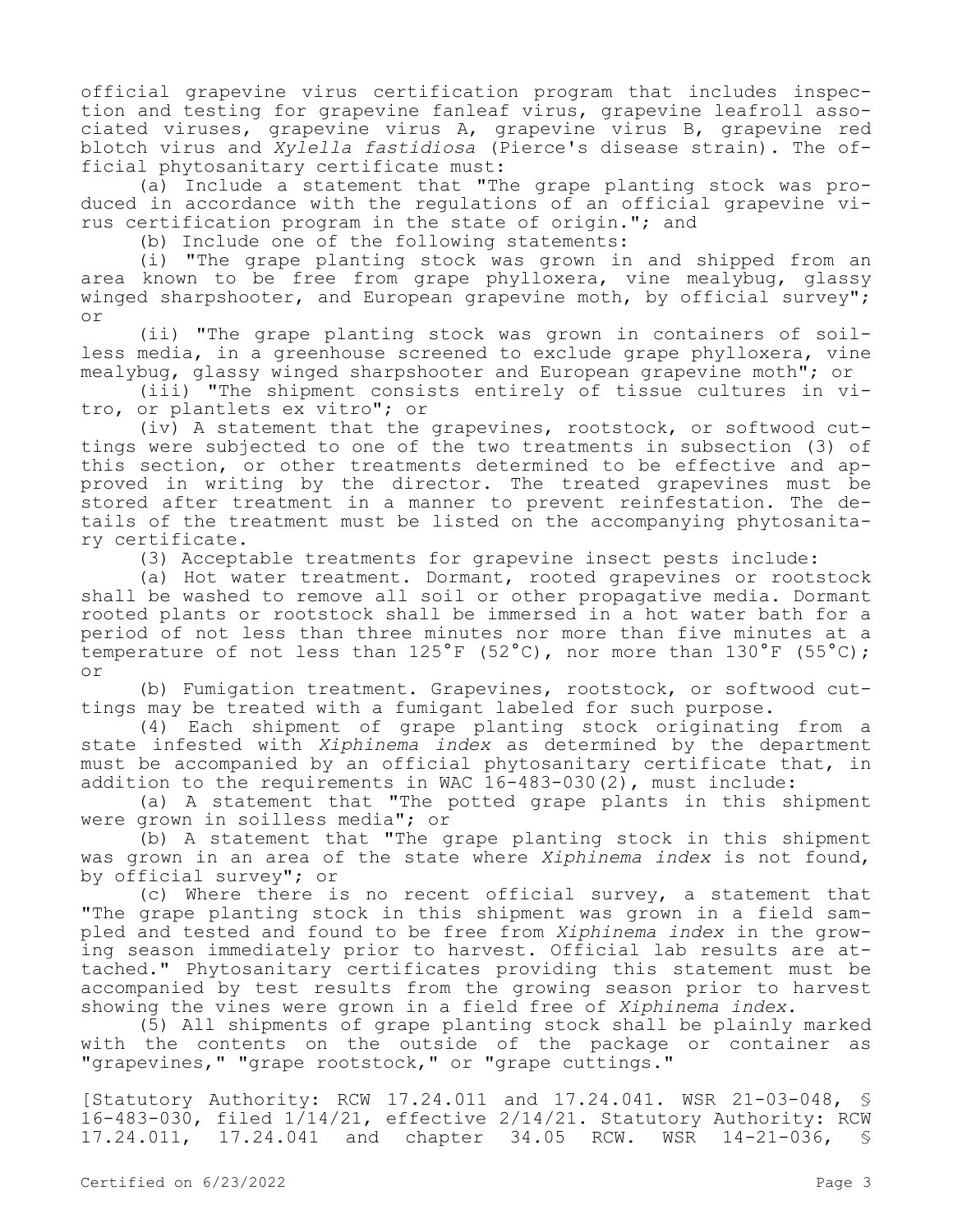official grapevine virus certification program that includes inspection and testing for grapevine fanleaf virus, grapevine leafroll associated viruses, grapevine virus A, grapevine virus B, grapevine red blotch virus and *Xylella fastidiosa* (Pierce's disease strain). The official phytosanitary certificate must:

(a) Include a statement that "The grape planting stock was produced in accordance with the regulations of an official grapevine virus certification program in the state of origin."; and

(b) Include one of the following statements:

(i) "The grape planting stock was grown in and shipped from an area known to be free from grape phylloxera, vine mealybug, glassy winged sharpshooter, and European grapevine moth, by official survey"; or

(ii) "The grape planting stock was grown in containers of soilless media, in a greenhouse screened to exclude grape phylloxera, vine mealybug, glassy winged sharpshooter and European grapevine moth"; or

(iii) "The shipment consists entirely of tissue cultures in vitro, or plantlets ex vitro"; or

(iv) A statement that the grapevines, rootstock, or softwood cuttings were subjected to one of the two treatments in subsection (3) of this section, or other treatments determined to be effective and approved in writing by the director. The treated grapevines must be stored after treatment in a manner to prevent reinfestation. The details of the treatment must be listed on the accompanying phytosanitary certificate.

(3) Acceptable treatments for grapevine insect pests include:

(a) Hot water treatment. Dormant, rooted grapevines or rootstock shall be washed to remove all soil or other propagative media. Dormant rooted plants or rootstock shall be immersed in a hot water bath for a period of not less than three minutes nor more than five minutes at a temperature of not less than 125°F (52°C), nor more than 130°F (55°C); or

(b) Fumigation treatment. Grapevines, rootstock, or softwood cuttings may be treated with a fumigant labeled for such purpose.

(4) Each shipment of grape planting stock originating from a state infested with *Xiphinema index* as determined by the department must be accompanied by an official phytosanitary certificate that, in addition to the requirements in WAC 16-483-030(2), must include:

(a) A statement that "The potted grape plants in this shipment were grown in soilless media"; or

(b) A statement that "The grape planting stock in this shipment was grown in an area of the state where *Xiphinema index* is not found, by official survey"; or

(c) Where there is no recent official survey, a statement that "The grape planting stock in this shipment was grown in a field sampled and tested and found to be free from *Xiphinema index* in the growing season immediately prior to harvest. Official lab results are attached." Phytosanitary certificates providing this statement must be accompanied by test results from the growing season prior to harvest showing the vines were grown in a field free of *Xiphinema index*.

(5) All shipments of grape planting stock shall be plainly marked with the contents on the outside of the package or container as "grapevines," "grape rootstock," or "grape cuttings."

[Statutory Authority: RCW 17.24.011 and 17.24.041. WSR 21-03-048, § 16-483-030, filed 1/14/21, effective 2/14/21. Statutory Authority: RCW 17.24.011, 17.24.041 and chapter 34.05 RCW. WSR 14-21-036, §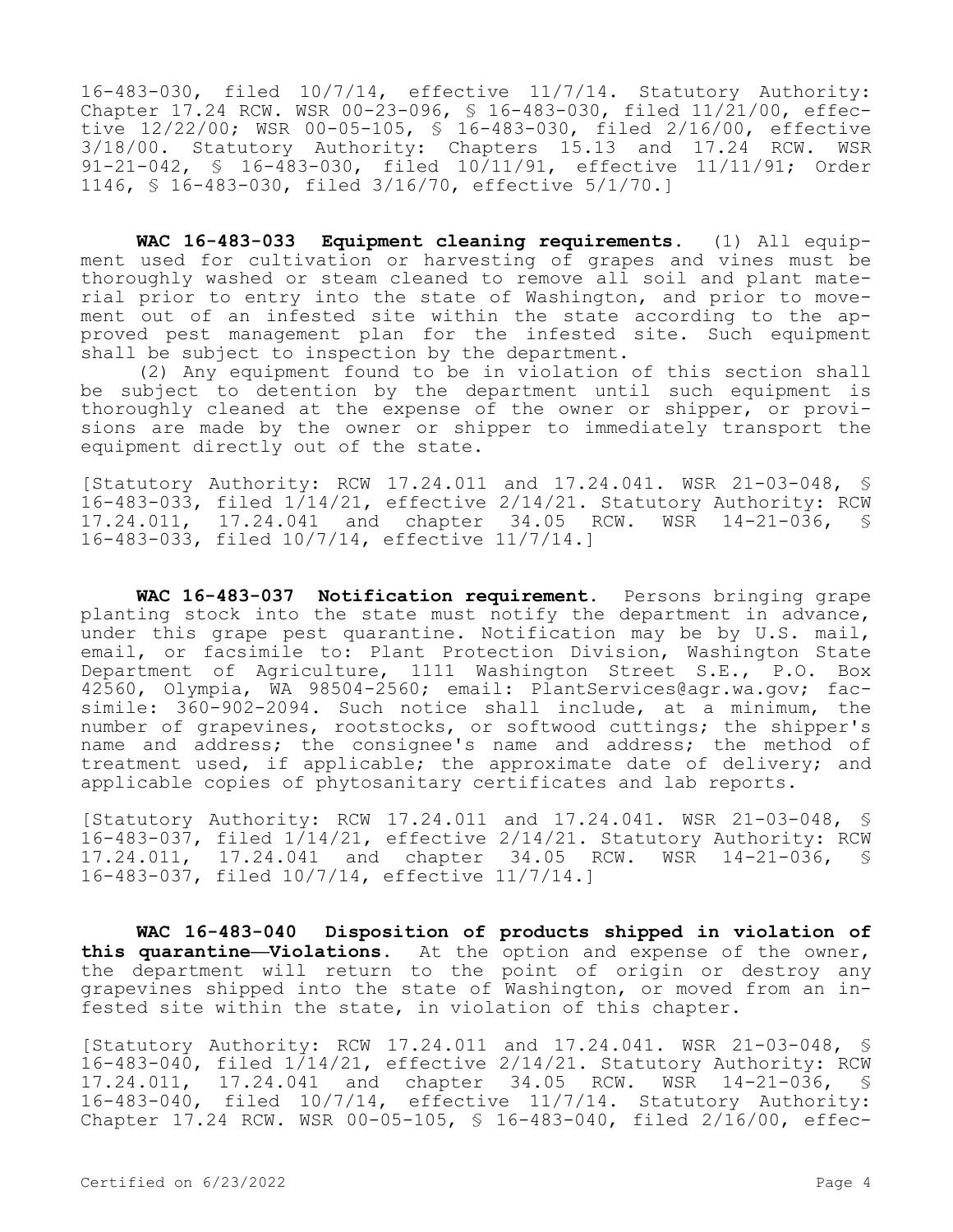16-483-030, filed 10/7/14, effective 11/7/14. Statutory Authority: Chapter 17.24 RCW. WSR 00-23-096, § 16-483-030, filed 11/21/00, effective 12/22/00; WSR 00-05-105, § 16-483-030, filed 2/16/00, effective 3/18/00. Statutory Authority: Chapters 15.13 and 17.24 RCW. WSR 91-21-042, § 16-483-030, filed 10/11/91, effective 11/11/91; Order 1146, § 16-483-030, filed 3/16/70, effective 5/1/70.]

**WAC 16-483-033 Equipment cleaning requirements.** (1) All equipment used for cultivation or harvesting of grapes and vines must be thoroughly washed or steam cleaned to remove all soil and plant material prior to entry into the state of Washington, and prior to movement out of an infested site within the state according to the approved pest management plan for the infested site. Such equipment shall be subject to inspection by the department.

(2) Any equipment found to be in violation of this section shall be subject to detention by the department until such equipment is thoroughly cleaned at the expense of the owner or shipper, or provisions are made by the owner or shipper to immediately transport the equipment directly out of the state.

[Statutory Authority: RCW 17.24.011 and 17.24.041. WSR 21-03-048, § 16-483-033, filed 1/14/21, effective 2/14/21. Statutory Authority: RCW 17.24.011, 17.24.041 and chapter 34.05 RCW. WSR 14-21-036, § 16-483-033, filed 10/7/14, effective 11/7/14.]

**WAC 16-483-037 Notification requirement.** Persons bringing grape planting stock into the state must notify the department in advance, under this grape pest quarantine. Notification may be by U.S. mail, email, or facsimile to: Plant Protection Division, Washington State Department of Agriculture, 1111 Washington Street S.E., P.O. Box 42560, Olympia, WA 98504-2560; email: PlantServices@agr.wa.gov; facsimile: 360-902-2094. Such notice shall include, at a minimum, the number of grapevines, rootstocks, or softwood cuttings; the shipper's name and address; the consignee's name and address; the method of treatment used, if applicable; the approximate date of delivery; and applicable copies of phytosanitary certificates and lab reports.

[Statutory Authority: RCW 17.24.011 and 17.24.041. WSR 21-03-048, § 16-483-037, filed 1/14/21, effective 2/14/21. Statutory Authority: RCW 17.24.011, 17.24.041 and chapter 34.05 RCW. WSR 14-21-036, § 16-483-037, filed 10/7/14, effective 11/7/14.]

**WAC 16-483-040 Disposition of products shipped in violation of this quarantine—Violations.** At the option and expense of the owner, the department will return to the point of origin or destroy any grapevines shipped into the state of Washington, or moved from an infested site within the state, in violation of this chapter.

[Statutory Authority: RCW 17.24.011 and 17.24.041. WSR 21-03-048, § 16-483-040, filed 1/14/21, effective 2/14/21. Statutory Authority: RCW 17.24.011, 17.24.041 and chapter 34.05 RCW. WSR 14-21-036, § 16-483-040, filed 10/7/14, effective 11/7/14. Statutory Authority: Chapter 17.24 RCW. WSR 00-05-105, § 16-483-040, filed 2/16/00, effec-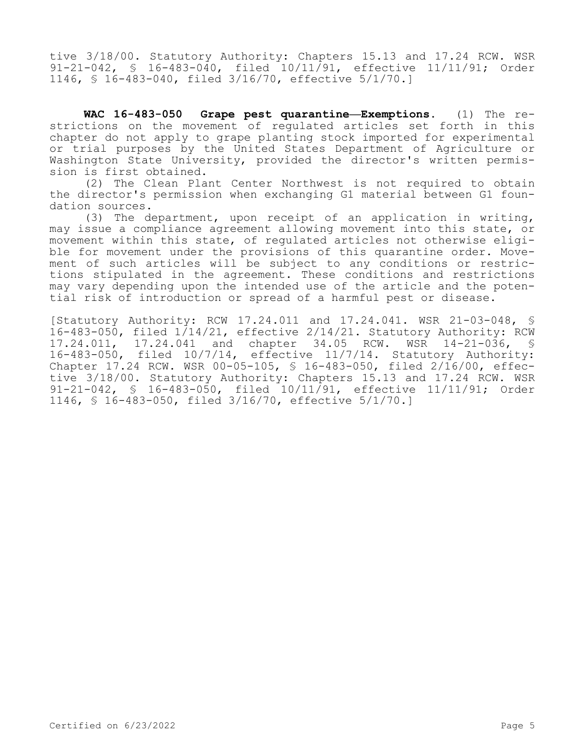tive 3/18/00. Statutory Authority: Chapters 15.13 and 17.24 RCW. WSR 91-21-042, § 16-483-040, filed 10/11/91, effective 11/11/91; Order 1146, § 16-483-040, filed 3/16/70, effective 5/1/70.]

**WAC 16-483-050 Grape pest quarantine—Exemptions.** (1) The restrictions on the movement of regulated articles set forth in this chapter do not apply to grape planting stock imported for experimental or trial purposes by the United States Department of Agriculture or Washington State University, provided the director's written permission is first obtained.

(2) The Clean Plant Center Northwest is not required to obtain the director's permission when exchanging G1 material between G1 foundation sources.

(3) The department, upon receipt of an application in writing, may issue a compliance agreement allowing movement into this state, or movement within this state, of regulated articles not otherwise eligible for movement under the provisions of this quarantine order. Movement of such articles will be subject to any conditions or restrictions stipulated in the agreement. These conditions and restrictions may vary depending upon the intended use of the article and the potential risk of introduction or spread of a harmful pest or disease.

[Statutory Authority: RCW 17.24.011 and 17.24.041. WSR 21-03-048, § 16-483-050, filed 1/14/21, effective 2/14/21. Statutory Authority: RCW 17.24.011, 17.24.041 and chapter 34.05 RCW. WSR 14-21-036, § 16-483-050, filed 10/7/14, effective 11/7/14. Statutory Authority: Chapter 17.24 RCW. WSR 00-05-105, § 16-483-050, filed 2/16/00, effective 3/18/00. Statutory Authority: Chapters 15.13 and 17.24 RCW. WSR 91-21-042, § 16-483-050, filed 10/11/91, effective 11/11/91; Order 1146, § 16-483-050, filed 3/16/70, effective 5/1/70.]